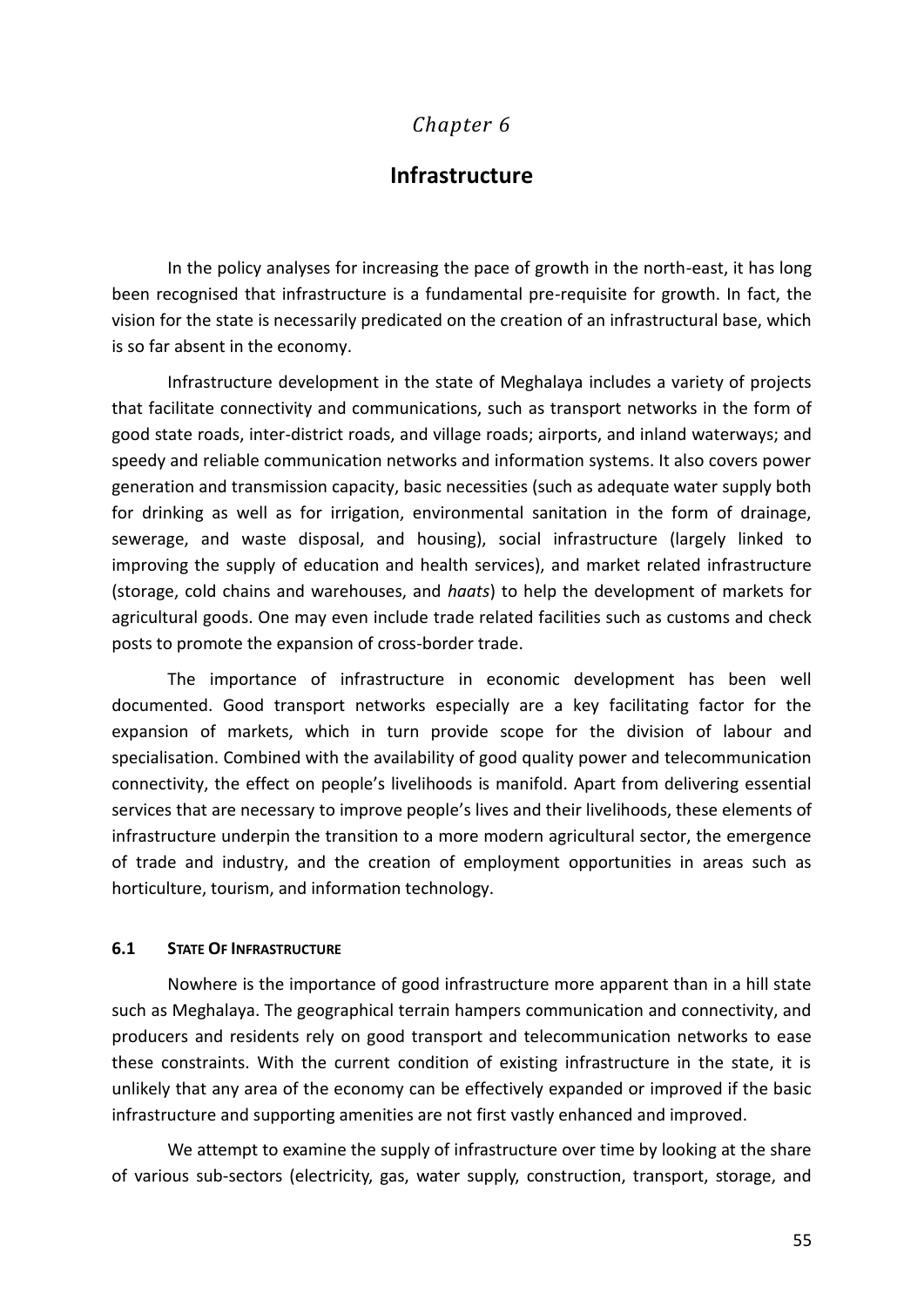*Chapter 6*

# Infrastructure

In the policy analyses for increasing the pace of growth in the north-east, it has long been recognised that infrastructure is a fundamental pre-requisite for growth. In fact, the vision for the state is necessarily predicated on the creation of an infrastructural base, which is so far absent in the economy.

Infrastructure development in the state of Meghalaya includes a variety of projects that facilitate connectivity and communications, such as transport networks in the form of good state roads, inter-district roads, and village roads; airports, and inland waterways; and speedy and reliable communication networks and information systems. It also covers power generation and transmission capacity, basic necessities (such as adequate water supply both for drinking as well as for irrigation, environmental sanitation in the form of drainage, sewerage, and waste disposal, and housing), social infrastructure (largely linked to improving the supply of education and health services), and market related infrastructure (storage, cold chains and warehouses, and *haats*) to help the development of markets for agricultural goods. One may even include trade related facilities such as customs and check posts to promote the expansion of cross-border trade.

The importance of infrastructure in economic development has been well documented. Good transport networks especially are a key facilitating factor for the expansion of markets, which in turn provide scope for the division of labour and specialisation. Combined with the availability of good quality power and telecommunication connectivity, the effect on people's livelihoods is manifold. Apart from delivering essential services that are necessary to improve people's lives and their livelihoods, these elements of infrastructure underpin the transition to a more modern agricultural sector, the emergence of trade and industry, and the creation of employment opportunities in areas such as horticulture, tourism, and information technology.

## 6.1 State Of Infrastructure

Nowhere is the importance of good infrastructure more apparent than in a hill state such as Meghalaya. The geographical terrain hampers communication and connectivity, and producers and residents rely on good transport and telecommunication networks to ease these constraints. With the current condition of existing infrastructure in the state, it is unlikely that any area of the economy can be effectively expanded or improved if the basic infrastructure and supporting amenities are not first vastly enhanced and improved.

We attempt to examine the supply of infrastructure over time by looking at the share of various sub-sectors (electricity, gas, water supply, construction, transport, storage, and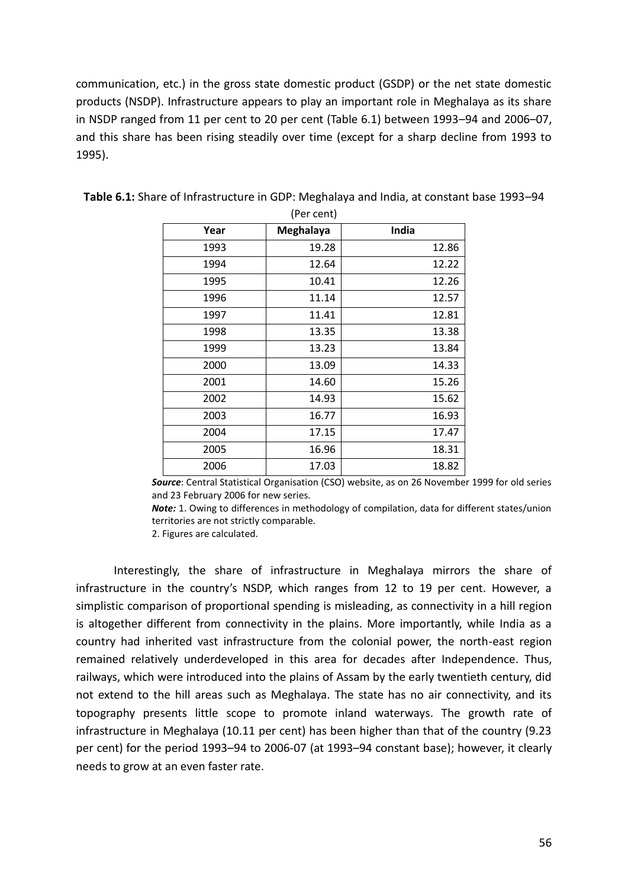communication, etc.) in the gross state domestic product (GSDP) or the net state domestic products (NSDP). Infrastructure appears to play an important role in Meghalaya as its share in NSDP ranged from 11 per cent to 20 per cent (Table 6.1) between 1993–94 and 2006–07, and this share has been rising steadily over time (except for a sharp decline from 1993 to 1995).

**Table 6.1:** Share of Infrastructure in GDP: Meghalaya and India, at constant base 1993–94

(Per cent)

| Year | Meghalaya | India |
|---|---|---|
| 1993 | 19.28 | 12.86 |
| 1994 | 12.64 | 12.22 |
| 1995 | 10.41 | 12.26 |
| 1996 | 11.14 | 12.57 |
| 1997 | 11.41 | 12.81 |
| 1998 | 13.35 | 13.38 |
| 1999 | 13.23 | 13.84 |
| 2000 | 13.09 | 14.33 |
| 2001 | 14.60 | 15.26 |
| 2002 | 14.93 | 15.62 |
| 2003 | 16.77 | 16.93 |
| 2004 | 17.15 | 17.47 |
| 2005 | 16.96 | 18.31 |
| 2006 | 17.03 | 18.82 |

***Source***: Central Statistical Organisation (CSO) website, as on 26 November 1999 for old series and 23 February 2006 for new series.

***Note:*** 1. Owing to differences in methodology of compilation, data for different states/union territories are not strictly comparable.

2. Figures are calculated.

Interestingly, the share of infrastructure in Meghalaya mirrors the share of infrastructure in the country's NSDP, which ranges from 12 to 19 per cent. However, a simplistic comparison of proportional spending is misleading, as connectivity in a hill region is altogether different from connectivity in the plains. More importantly, while India as a country had inherited vast infrastructure from the colonial power, the north-east region remained relatively underdeveloped in this area for decades after Independence. Thus, railways, which were introduced into the plains of Assam by the early twentieth century, did not extend to the hill areas such as Meghalaya. The state has no air connectivity, and its topography presents little scope to promote inland waterways. The growth rate of infrastructure in Meghalaya (10.11 per cent) has been higher than that of the country (9.23 per cent) for the period 1993–94 to 2006-07 (at 1993–94 constant base); however, it clearly needs to grow at an even faster rate.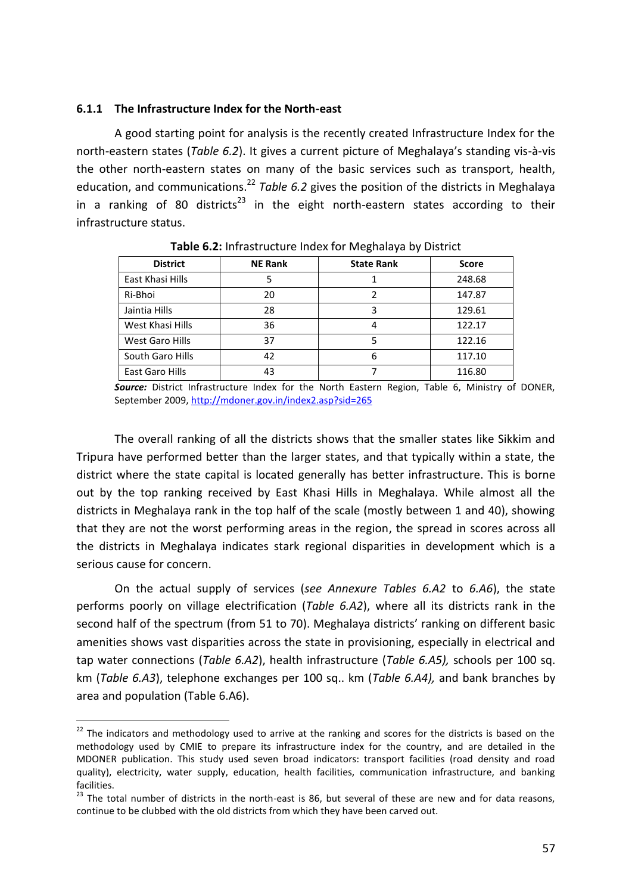### 6.1.1 The Infrastructure Index for the North-east

A good starting point for analysis is the recently created Infrastructure Index for the north-eastern states (*Table 6.2*). It gives a current picture of Meghalaya's standing vis-à-vis the other north-eastern states on many of the basic services such as transport, health, education, and communications.[22] *Table 6.2* gives the position of the districts in Meghalaya in a ranking of 80 districts[23] in the eight north-eastern states according to their infrastructure status.

**Table 6.2:** Infrastructure Index for Meghalaya by District

| District | NE Rank | State Rank | Score |
|---|---|---|---|
| East Khasi Hills | 5 | 1 | 248.68 |
| Ri-Bhoi | 20 | 2 | 147.87 |
| Jaintia Hills | 28 | 3 | 129.61 |
| West Khasi Hills | 36 | 4 | 122.17 |
| West Garo Hills | 37 | 5 | 122.16 |
| South Garo Hills | 42 | 6 | 117.10 |
| East Garo Hills | 43 | 7 | 116.80 |

***Source:*** District Infrastructure Index for the North Eastern Region, Table 6, Ministry of DONER, September 2009, http://mdoner.gov.in/index2.asp?sid=265

The overall ranking of all the districts shows that the smaller states like Sikkim and Tripura have performed better than the larger states, and that typically within a state, the district where the state capital is located generally has better infrastructure. This is borne out by the top ranking received by East Khasi Hills in Meghalaya. While almost all the districts in Meghalaya rank in the top half of the scale (mostly between 1 and 40), showing that they are not the worst performing areas in the region, the spread in scores across all the districts in Meghalaya indicates stark regional disparities in development which is a serious cause for concern.

On the actual supply of services (*see Annexure Tables 6.A2* to *6.A6*), the state performs poorly on village electrification (*Table 6.A2*), where all its districts rank in the second half of the spectrum (from 51 to 70). Meghalaya districts' ranking on different basic amenities shows vast disparities across the state in provisioning, especially in electrical and tap water connections (*Table 6.A2*), health infrastructure (*Table 6.A5),* schools per 100 sq. km (*Table 6.A3*), telephone exchanges per 100 sq.. km (*Table 6.A4),* and bank branches by area and population (Table 6.A6).

---

[22] The indicators and methodology used to arrive at the ranking and scores for the districts is based on the methodology used by CMIE to prepare its infrastructure index for the country, and are detailed in the MDONER publication. This study used seven broad indicators: transport facilities (road density and road quality), electricity, water supply, education, health facilities, communication infrastructure, and banking facilities.

[23] The total number of districts in the north-east is 86, but several of these are new and for data reasons, continue to be clubbed with the old districts from which they have been carved out.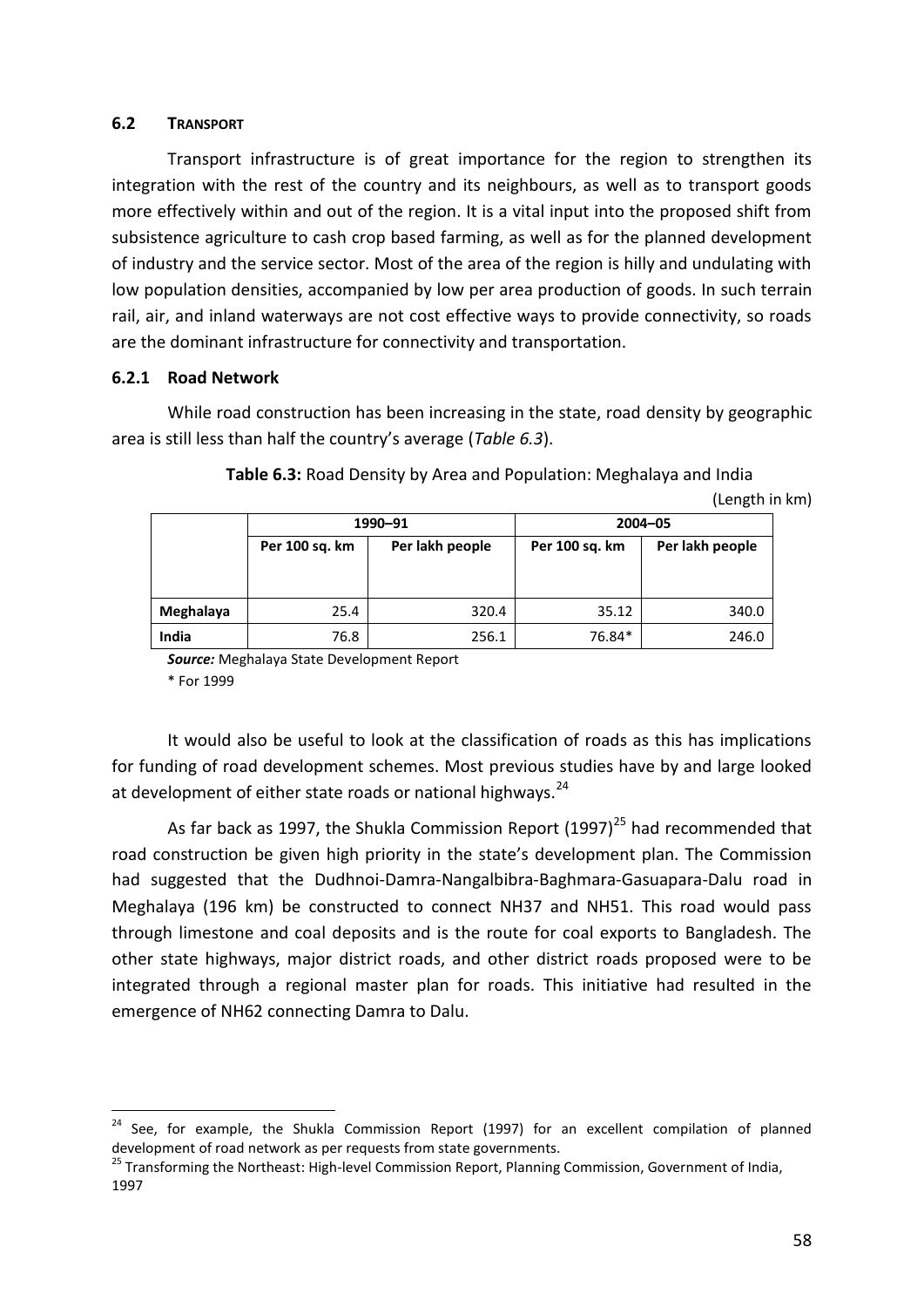### 6.2 TRANSPORT

Transport infrastructure is of great importance for the region to strengthen its integration with the rest of the country and its neighbours, as well as to transport goods more effectively within and out of the region. It is a vital input into the proposed shift from subsistence agriculture to cash crop based farming, as well as for the planned development of industry and the service sector. Most of the area of the region is hilly and undulating with low population densities, accompanied by low per area production of goods. In such terrain rail, air, and inland waterways are not cost effective ways to provide connectivity, so roads are the dominant infrastructure for connectivity and transportation.

#### 6.2.1 Road Network

While road construction has been increasing in the state, road density by geographic area is still less than half the country's average (*Table 6.3*).

**Table 6.3:** Road Density by Area and Population: Meghalaya and India

(Length in km)

| | 1990–91 | | 2004–05 | |
|---|---|---|---|---|
| | Per 100 sq. km | Per lakh people | Per 100 sq. km | Per lakh people |
| **Meghalaya** | 25.4 | 320.4 | 35.12 | 340.0 |
| **India** | 76.8 | 256.1 | 76.84* | 246.0 |

***Source:*** Meghalaya State Development Report

\* For 1999

It would also be useful to look at the classification of roads as this has implications for funding of road development schemes. Most previous studies have by and large looked at development of either state roads or national highways.[24]

As far back as 1997, the Shukla Commission Report (1997)[25] had recommended that road construction be given high priority in the state's development plan. The Commission had suggested that the Dudhnoi-Damra-Nangalbibra-Baghmara-Gasuapara-Dalu road in Meghalaya (196 km) be constructed to connect NH37 and NH51. This road would pass through limestone and coal deposits and is the route for coal exports to Bangladesh. The other state highways, major district roads, and other district roads proposed were to be integrated through a regional master plan for roads. This initiative had resulted in the emergence of NH62 connecting Damra to Dalu.

---

[24] See, for example, the Shukla Commission Report (1997) for an excellent compilation of planned development of road network as per requests from state governments.

[25] Transforming the Northeast: High-level Commission Report, Planning Commission, Government of India, 1997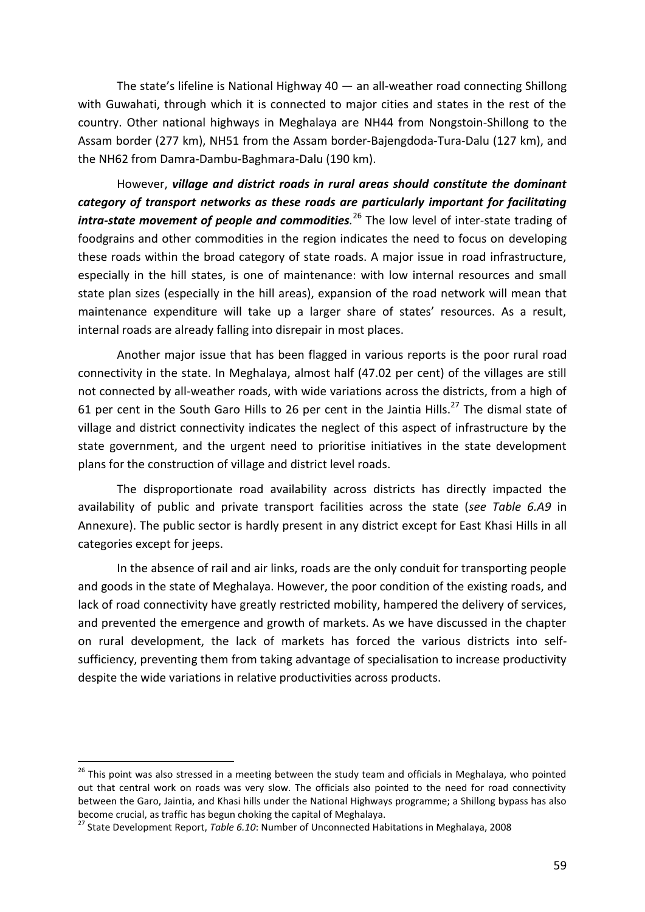The state's lifeline is National Highway 40 — an all-weather road connecting Shillong with Guwahati, through which it is connected to major cities and states in the rest of the country. Other national highways in Meghalaya are NH44 from Nongstoin-Shillong to the Assam border (277 km), NH51 from the Assam border-Bajengdoda-Tura-Dalu (127 km), and the NH62 from Damra-Dambu-Baghmara-Dalu (190 km).

However, ***village and district roads in rural areas should constitute the dominant category of transport networks as these roads are particularly important for facilitating intra-state movement of people and commodities.***[26] The low level of inter-state trading of foodgrains and other commodities in the region indicates the need to focus on developing these roads within the broad category of state roads. A major issue in road infrastructure, especially in the hill states, is one of maintenance: with low internal resources and small state plan sizes (especially in the hill areas), expansion of the road network will mean that maintenance expenditure will take up a larger share of states' resources. As a result, internal roads are already falling into disrepair in most places.

Another major issue that has been flagged in various reports is the poor rural road connectivity in the state. In Meghalaya, almost half (47.02 per cent) of the villages are still not connected by all-weather roads, with wide variations across the districts, from a high of 61 per cent in the South Garo Hills to 26 per cent in the Jaintia Hills.[27] The dismal state of village and district connectivity indicates the neglect of this aspect of infrastructure by the state government, and the urgent need to prioritise initiatives in the state development plans for the construction of village and district level roads.

The disproportionate road availability across districts has directly impacted the availability of public and private transport facilities across the state (*see Table 6.A9* in Annexure). The public sector is hardly present in any district except for East Khasi Hills in all categories except for jeeps.

In the absence of rail and air links, roads are the only conduit for transporting people and goods in the state of Meghalaya. However, the poor condition of the existing roads, and lack of road connectivity have greatly restricted mobility, hampered the delivery of services, and prevented the emergence and growth of markets. As we have discussed in the chapter on rural development, the lack of markets has forced the various districts into self-sufficiency, preventing them from taking advantage of specialisation to increase productivity despite the wide variations in relative productivities across products.

---

[26] This point was also stressed in a meeting between the study team and officials in Meghalaya, who pointed out that central work on roads was very slow. The officials also pointed to the need for road connectivity between the Garo, Jaintia, and Khasi hills under the National Highways programme; a Shillong bypass has also become crucial, as traffic has begun choking the capital of Meghalaya.

[27] State Development Report, *Table 6.10*: Number of Unconnected Habitations in Meghalaya, 2008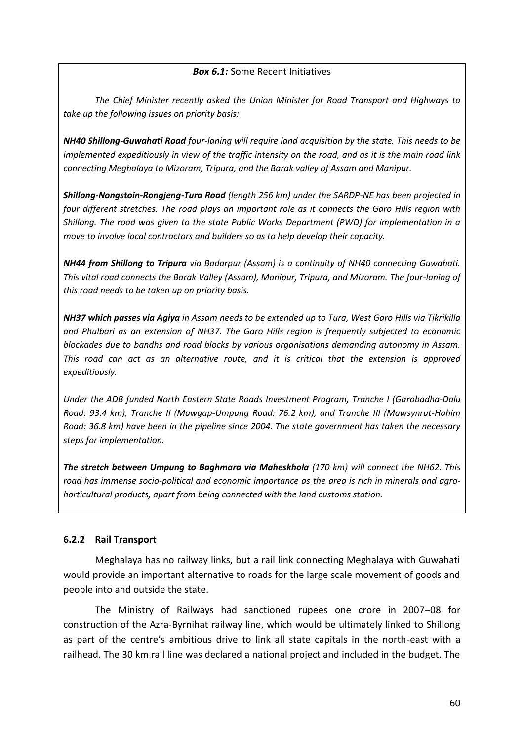**Box 6.1:** Some Recent Initiatives

*The Chief Minister recently asked the Union Minister for Road Transport and Highways to take up the following issues on priority basis:*

***NH40 Shillong-Guwahati Road** four-laning will require land acquisition by the state. This needs to be implemented expeditiously in view of the traffic intensity on the road, and as it is the main road link connecting Meghalaya to Mizoram, Tripura, and the Barak valley of Assam and Manipur.*

***Shillong-Nongstoin-Rongjeng-Tura Road** (length 256 km) under the SARDP-NE has been projected in four different stretches. The road plays an important role as it connects the Garo Hills region with Shillong. The road was given to the state Public Works Department (PWD) for implementation in a move to involve local contractors and builders so as to help develop their capacity.*

***NH44 from Shillong to Tripura** via Badarpur (Assam) is a continuity of NH40 connecting Guwahati. This vital road connects the Barak Valley (Assam), Manipur, Tripura, and Mizoram. The four-laning of this road needs to be taken up on priority basis.*

***NH37 which passes via Agiya** in Assam needs to be extended up to Tura, West Garo Hills via Tikrikilla and Phulbari as an extension of NH37. The Garo Hills region is frequently subjected to economic blockades due to bandhs and road blocks by various organisations demanding autonomy in Assam. This road can act as an alternative route, and it is critical that the extension is approved expeditiously.*

*Under the ADB funded North Eastern State Roads Investment Program, Tranche I (Garobadha-Dalu Road: 93.4 km), Tranche II (Mawgap-Umpung Road: 76.2 km), and Tranche III (Mawsynrut-Hahim Road: 36.8 km) have been in the pipeline since 2004. The state government has taken the necessary steps for implementation.*

***The stretch between Umpung to Baghmara via Maheskhola** (170 km) will connect the NH62. This road has immense socio-political and economic importance as the area is rich in minerals and agro-horticultural products, apart from being connected with the land customs station.*

### 6.2.2 Rail Transport

Meghalaya has no railway links, but a rail link connecting Meghalaya with Guwahati would provide an important alternative to roads for the large scale movement of goods and people into and outside the state.

The Ministry of Railways had sanctioned rupees one crore in 2007–08 for construction of the Azra-Byrnihat railway line, which would be ultimately linked to Shillong as part of the centre's ambitious drive to link all state capitals in the north-east with a railhead. The 30 km rail line was declared a national project and included in the budget. The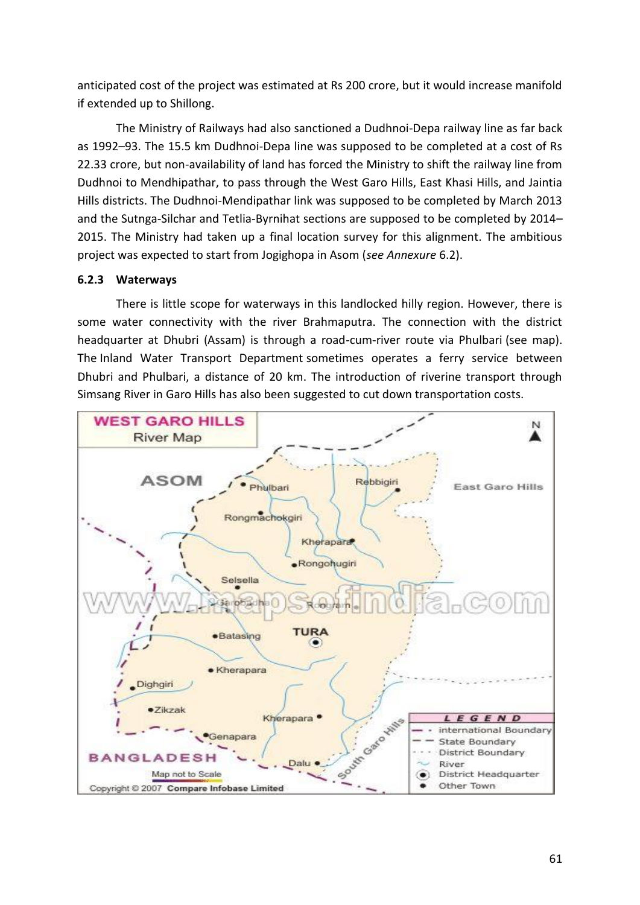anticipated cost of the project was estimated at Rs 200 crore, but it would increase manifold if extended up to Shillong.

The Ministry of Railways had also sanctioned a Dudhnoi-Depa railway line as far back as 1992–93. The 15.5 km Dudhnoi-Depa line was supposed to be completed at a cost of Rs 22.33 crore, but non-availability of land has forced the Ministry to shift the railway line from Dudhnoi to Mendhipathar, to pass through the West Garo Hills, East Khasi Hills, and Jaintia Hills districts. The Dudhnoi-Mendipathar link was supposed to be completed by March 2013 and the Sutnga-Silchar and Tetlia-Byrnihat sections are supposed to be completed by 2014–2015. The Ministry had taken up a final location survey for this alignment. The ambitious project was expected to start from Jogighopa in Asom (*see Annexure* 6.2).

### 6.2.3 Waterways

There is little scope for waterways in this landlocked hilly region. However, there is some water connectivity with the river Brahmaputra. The connection with the district headquarter at Dhubri (Assam) is through a road-cum-river route via Phulbari (see map). The Inland Water Transport Department sometimes operates a ferry service between Dhubri and Phulbari, a distance of 20 km. The introduction of riverine transport through Simsang River in Garo Hills has also been suggested to cut down transportation costs.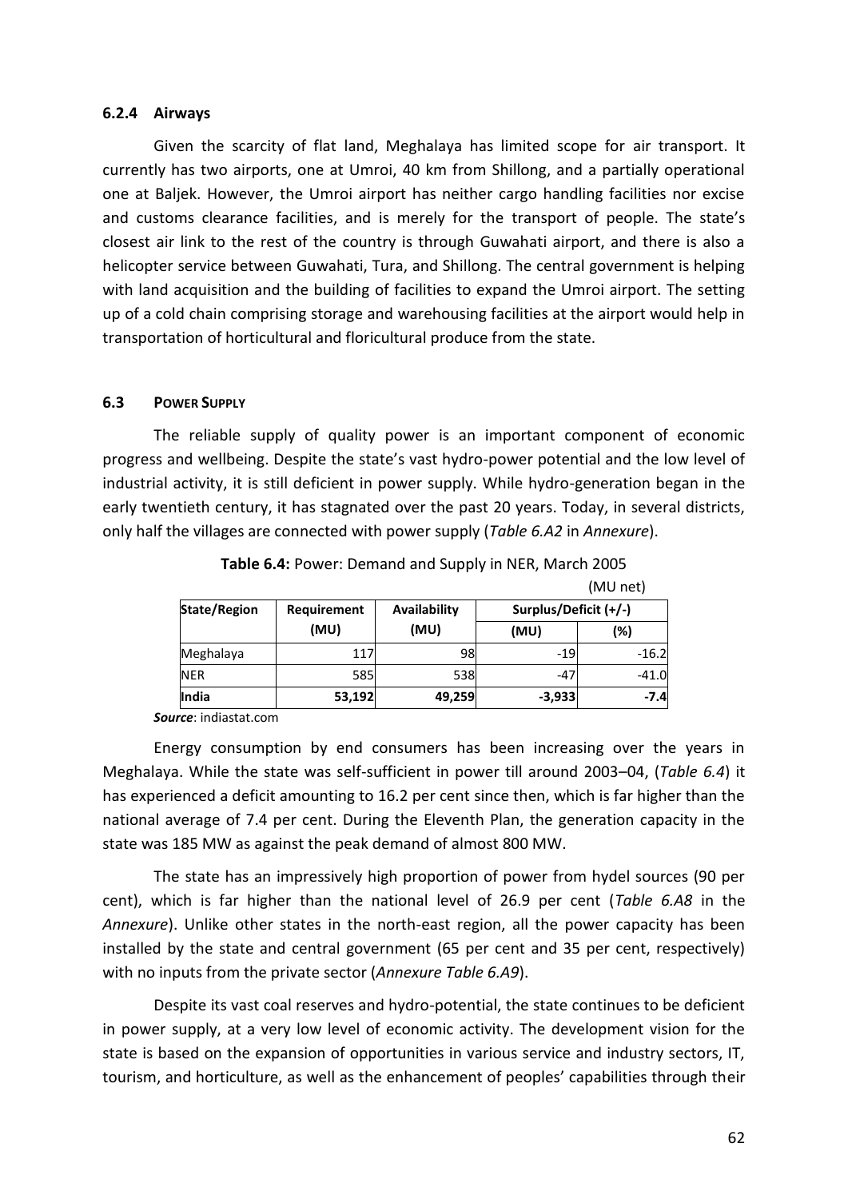### 6.2.4 Airways

Given the scarcity of flat land, Meghalaya has limited scope for air transport. It currently has two airports, one at Umroi, 40 km from Shillong, and a partially operational one at Baljek. However, the Umroi airport has neither cargo handling facilities nor excise and customs clearance facilities, and is merely for the transport of people. The state's closest air link to the rest of the country is through Guwahati airport, and there is also a helicopter service between Guwahati, Tura, and Shillong. The central government is helping with land acquisition and the building of facilities to expand the Umroi airport. The setting up of a cold chain comprising storage and warehousing facilities at the airport would help in transportation of horticultural and floricultural produce from the state.

## 6.3 POWER SUPPLY

The reliable supply of quality power is an important component of economic progress and wellbeing. Despite the state's vast hydro-power potential and the low level of industrial activity, it is still deficient in power supply. While hydro-generation began in the early twentieth century, it has stagnated over the past 20 years. Today, in several districts, only half the villages are connected with power supply (*Table 6.A2* in *Annexure*).

**Table 6.4:** Power: Demand and Supply in NER, March 2005

(MU net)

| State/Region | Requirement (MU) | Availability (MU) | Surplus/Deficit (+/-) | |
|---|---|---|---|---|
| | | | (MU) | (%) |
| Meghalaya | 117 | 98 | -19 | -16.2 |
| NER | 585 | 538 | -47 | -41.0 |
| **India** | **53,192** | **49,259** | **-3,933** | **-7.4** |

***Source***: indiastat.com

Energy consumption by end consumers has been increasing over the years in Meghalaya. While the state was self-sufficient in power till around 2003–04, (*Table 6.4*) it has experienced a deficit amounting to 16.2 per cent since then, which is far higher than the national average of 7.4 per cent. During the Eleventh Plan, the generation capacity in the state was 185 MW as against the peak demand of almost 800 MW.

The state has an impressively high proportion of power from hydel sources (90 per cent), which is far higher than the national level of 26.9 per cent (*Table 6.A8* in the *Annexure*). Unlike other states in the north-east region, all the power capacity has been installed by the state and central government (65 per cent and 35 per cent, respectively) with no inputs from the private sector (*Annexure Table 6.A9*).

Despite its vast coal reserves and hydro-potential, the state continues to be deficient in power supply, at a very low level of economic activity. The development vision for the state is based on the expansion of opportunities in various service and industry sectors, IT, tourism, and horticulture, as well as the enhancement of peoples' capabilities through their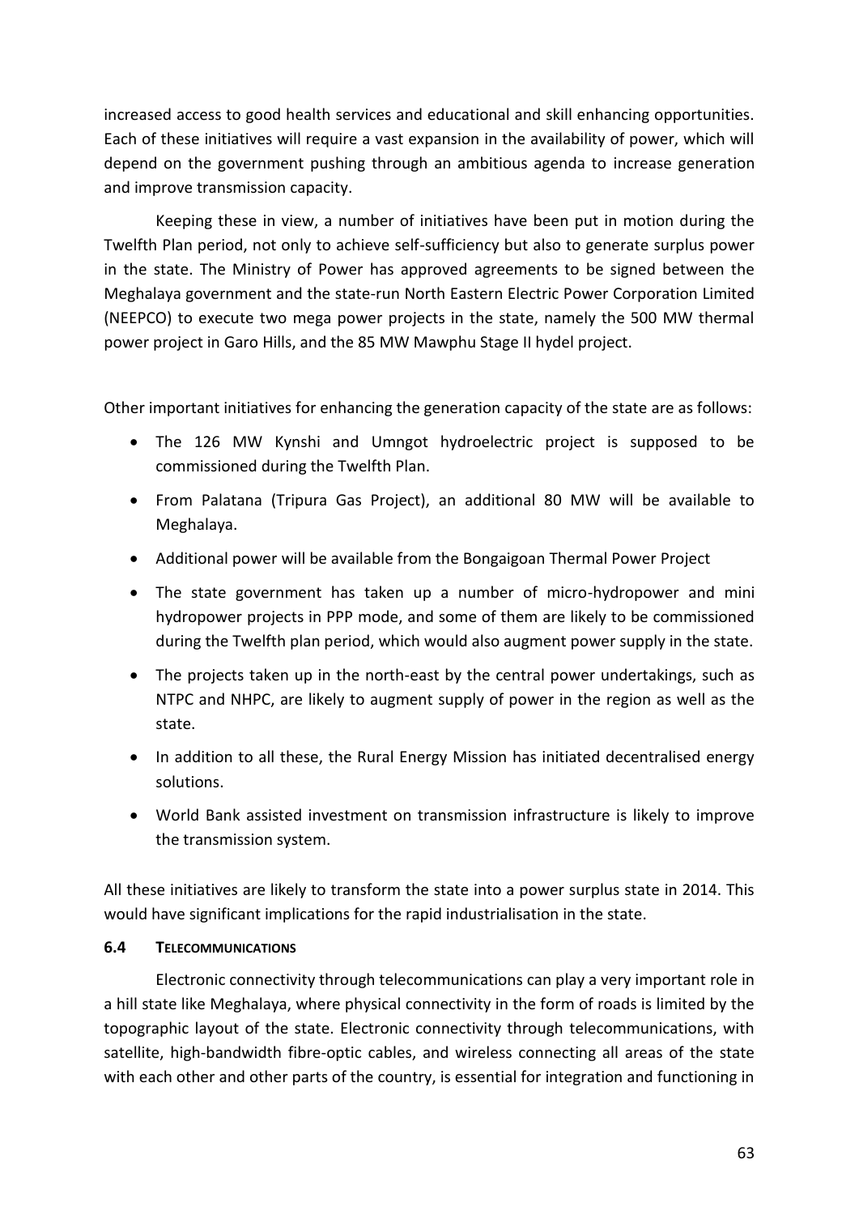increased access to good health services and educational and skill enhancing opportunities. Each of these initiatives will require a vast expansion in the availability of power, which will depend on the government pushing through an ambitious agenda to increase generation and improve transmission capacity.

Keeping these in view, a number of initiatives have been put in motion during the Twelfth Plan period, not only to achieve self-sufficiency but also to generate surplus power in the state. The Ministry of Power has approved agreements to be signed between the Meghalaya government and the state-run North Eastern Electric Power Corporation Limited (NEEPCO) to execute two mega power projects in the state, namely the 500 MW thermal power project in Garo Hills, and the 85 MW Mawphu Stage II hydel project.

Other important initiatives for enhancing the generation capacity of the state are as follows:

- The 126 MW Kynshi and Umngot hydroelectric project is supposed to be commissioned during the Twelfth Plan.
- From Palatana (Tripura Gas Project), an additional 80 MW will be available to Meghalaya.
- Additional power will be available from the Bongaigoan Thermal Power Project
- The state government has taken up a number of micro-hydropower and mini hydropower projects in PPP mode, and some of them are likely to be commissioned during the Twelfth plan period, which would also augment power supply in the state.
- The projects taken up in the north-east by the central power undertakings, such as NTPC and NHPC, are likely to augment supply of power in the region as well as the state.
- In addition to all these, the Rural Energy Mission has initiated decentralised energy solutions.
- World Bank assisted investment on transmission infrastructure is likely to improve the transmission system.

All these initiatives are likely to transform the state into a power surplus state in 2014. This would have significant implications for the rapid industrialisation in the state.

### 6.4 TELECOMMUNICATIONS

Electronic connectivity through telecommunications can play a very important role in a hill state like Meghalaya, where physical connectivity in the form of roads is limited by the topographic layout of the state. Electronic connectivity through telecommunications, with satellite, high-bandwidth fibre-optic cables, and wireless connecting all areas of the state with each other and other parts of the country, is essential for integration and functioning in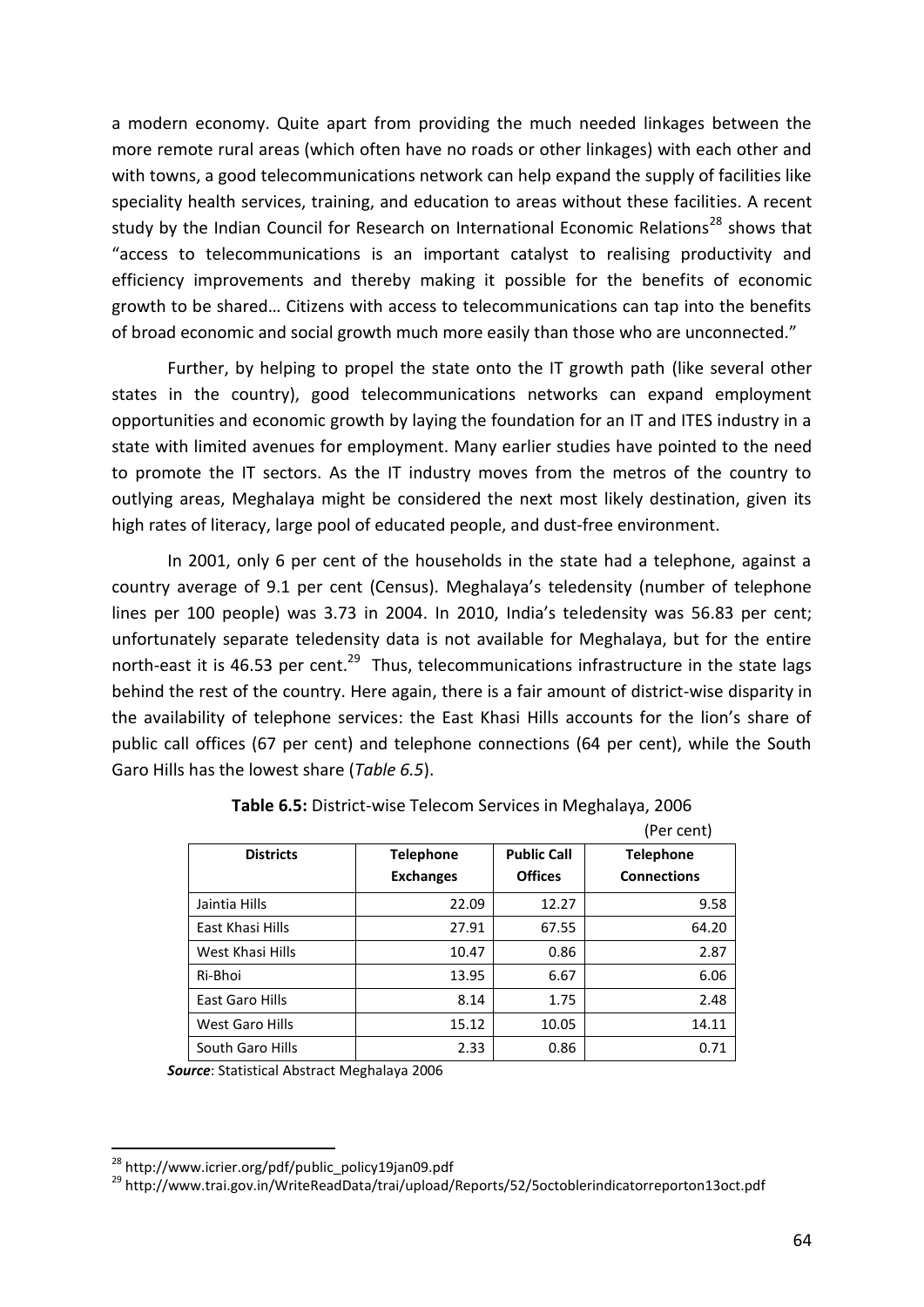a modern economy. Quite apart from providing the much needed linkages between the more remote rural areas (which often have no roads or other linkages) with each other and with towns, a good telecommunications network can help expand the supply of facilities like speciality health services, training, and education to areas without these facilities. A recent study by the Indian Council for Research on International Economic Relations[28] shows that "access to telecommunications is an important catalyst to realising productivity and efficiency improvements and thereby making it possible for the benefits of economic growth to be shared… Citizens with access to telecommunications can tap into the benefits of broad economic and social growth much more easily than those who are unconnected."

Further, by helping to propel the state onto the IT growth path (like several other states in the country), good telecommunications networks can expand employment opportunities and economic growth by laying the foundation for an IT and ITES industry in a state with limited avenues for employment. Many earlier studies have pointed to the need to promote the IT sectors. As the IT industry moves from the metros of the country to outlying areas, Meghalaya might be considered the next most likely destination, given its high rates of literacy, large pool of educated people, and dust-free environment.

In 2001, only 6 per cent of the households in the state had a telephone, against a country average of 9.1 per cent (Census). Meghalaya's teledensity (number of telephone lines per 100 people) was 3.73 in 2004. In 2010, India's teledensity was 56.83 per cent; unfortunately separate teledensity data is not available for Meghalaya, but for the entire north-east it is 46.53 per cent.[29] Thus, telecommunications infrastructure in the state lags behind the rest of the country. Here again, there is a fair amount of district-wise disparity in the availability of telephone services: the East Khasi Hills accounts for the lion's share of public call offices (67 per cent) and telephone connections (64 per cent), while the South Garo Hills has the lowest share (*Table 6.5*).

**Table 6.5:** District-wise Telecom Services in Meghalaya, 2006

(Per cent)

| Districts | Telephone Exchanges | Public Call Offices | Telephone Connections |
|---|---|---|---|
| Jaintia Hills | 22.09 | 12.27 | 9.58 |
| East Khasi Hills | 27.91 | 67.55 | 64.20 |
| West Khasi Hills | 10.47 | 0.86 | 2.87 |
| Ri-Bhoi | 13.95 | 6.67 | 6.06 |
| East Garo Hills | 8.14 | 1.75 | 2.48 |
| West Garo Hills | 15.12 | 10.05 | 14.11 |
| South Garo Hills | 2.33 | 0.86 | 0.71 |

***Source***: Statistical Abstract Meghalaya 2006

[28] http://www.icrier.org/pdf/public_policy19jan09.pdf

[29] http://www.trai.gov.in/WriteReadData/trai/upload/Reports/52/5octoblerindicatorreporton13oct.pdf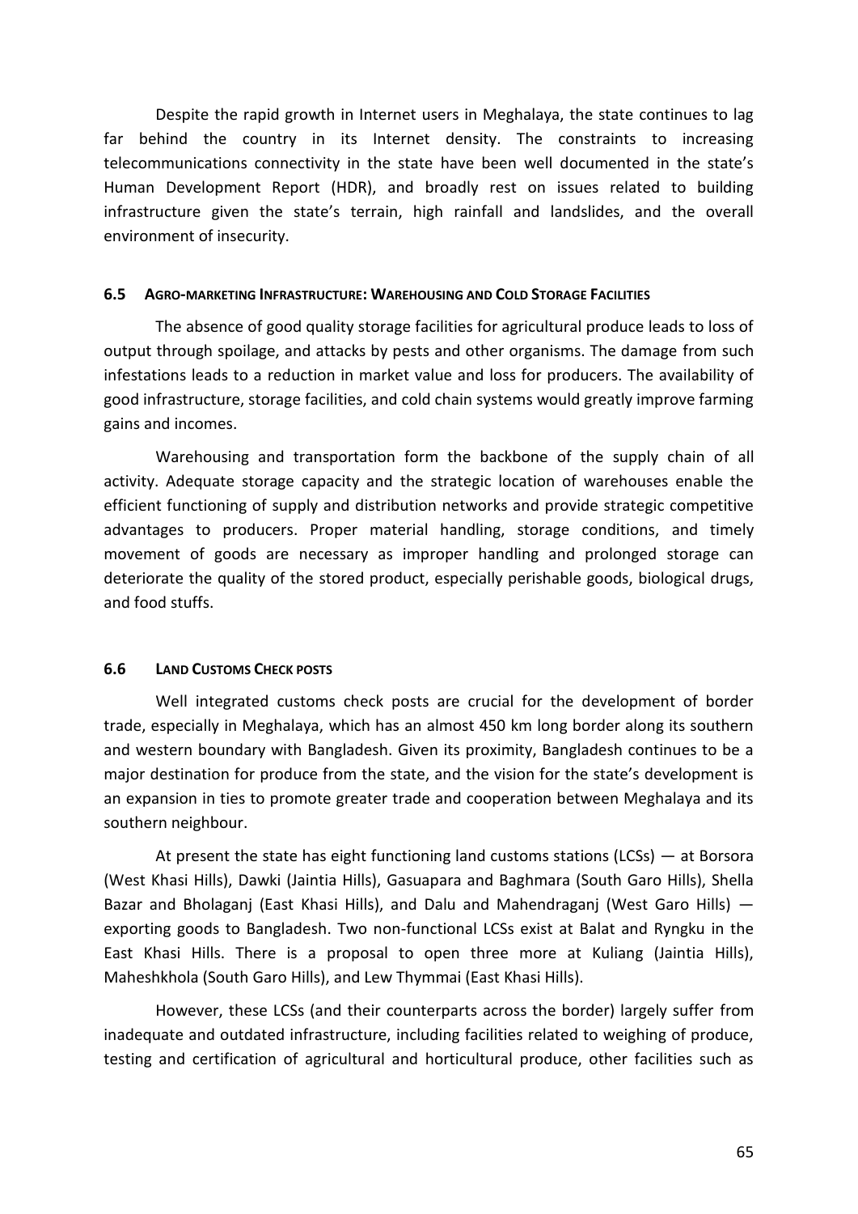Despite the rapid growth in Internet users in Meghalaya, the state continues to lag far behind the country in its Internet density. The constraints to increasing telecommunications connectivity in the state have been well documented in the state's Human Development Report (HDR), and broadly rest on issues related to building infrastructure given the state's terrain, high rainfall and landslides, and the overall environment of insecurity.

### 6.5 AGRO-MARKETING INFRASTRUCTURE: WAREHOUSING AND COLD STORAGE FACILITIES

The absence of good quality storage facilities for agricultural produce leads to loss of output through spoilage, and attacks by pests and other organisms. The damage from such infestations leads to a reduction in market value and loss for producers. The availability of good infrastructure, storage facilities, and cold chain systems would greatly improve farming gains and incomes.

Warehousing and transportation form the backbone of the supply chain of all activity. Adequate storage capacity and the strategic location of warehouses enable the efficient functioning of supply and distribution networks and provide strategic competitive advantages to producers. Proper material handling, storage conditions, and timely movement of goods are necessary as improper handling and prolonged storage can deteriorate the quality of the stored product, especially perishable goods, biological drugs, and food stuffs.

### 6.6 LAND CUSTOMS CHECK POSTS

Well integrated customs check posts are crucial for the development of border trade, especially in Meghalaya, which has an almost 450 km long border along its southern and western boundary with Bangladesh. Given its proximity, Bangladesh continues to be a major destination for produce from the state, and the vision for the state's development is an expansion in ties to promote greater trade and cooperation between Meghalaya and its southern neighbour.

At present the state has eight functioning land customs stations (LCSs) — at Borsora (West Khasi Hills), Dawki (Jaintia Hills), Gasuapara and Baghmara (South Garo Hills), Shella Bazar and Bholaganj (East Khasi Hills), and Dalu and Mahendraganj (West Garo Hills) — exporting goods to Bangladesh. Two non-functional LCSs exist at Balat and Ryngku in the East Khasi Hills. There is a proposal to open three more at Kuliang (Jaintia Hills), Maheshkhola (South Garo Hills), and Lew Thymmai (East Khasi Hills).

However, these LCSs (and their counterparts across the border) largely suffer from inadequate and outdated infrastructure, including facilities related to weighing of produce, testing and certification of agricultural and horticultural produce, other facilities such as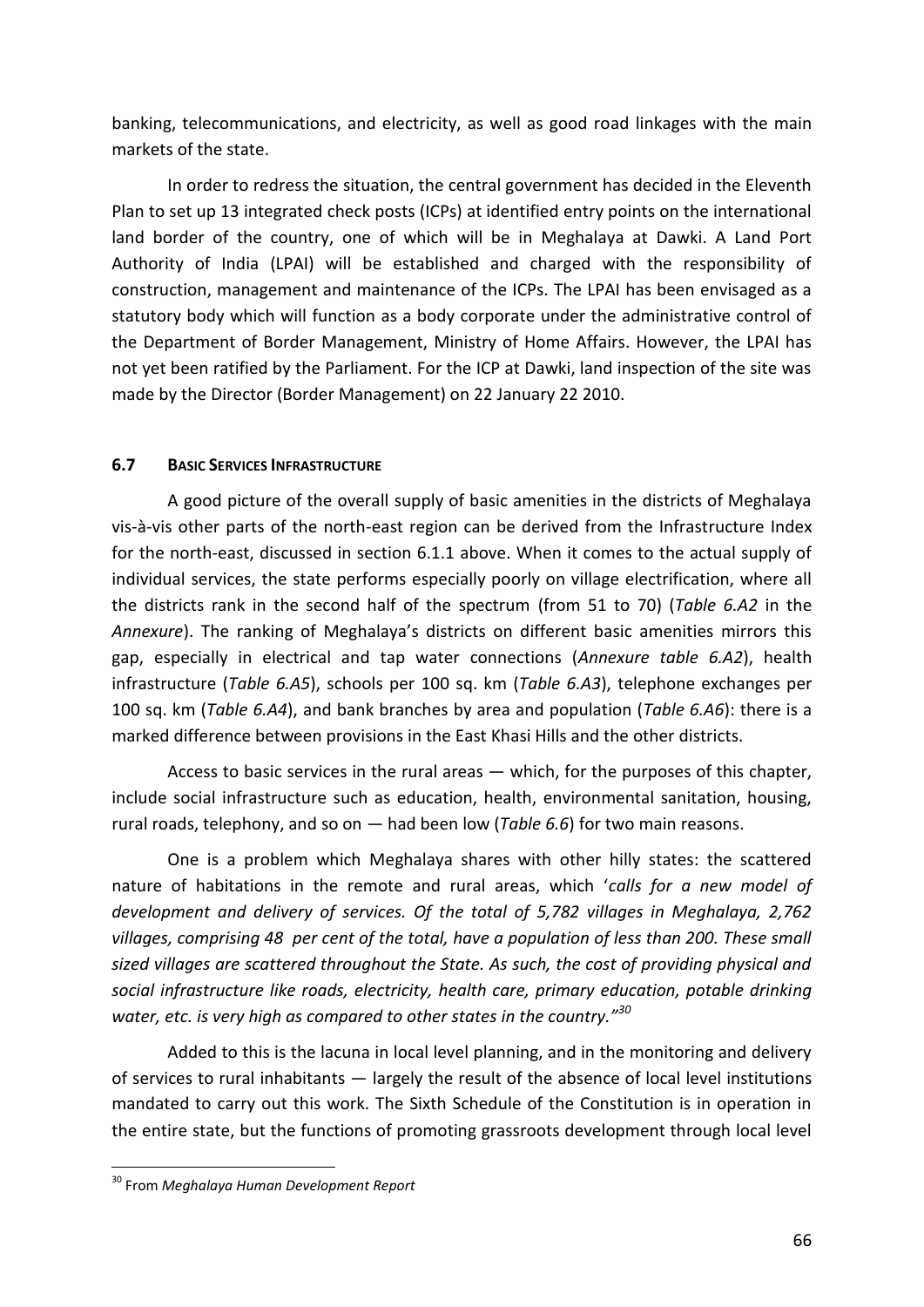banking, telecommunications, and electricity, as well as good road linkages with the main markets of the state.

In order to redress the situation, the central government has decided in the Eleventh Plan to set up 13 integrated check posts (ICPs) at identified entry points on the international land border of the country, one of which will be in Meghalaya at Dawki. A Land Port Authority of India (LPAI) will be established and charged with the responsibility of construction, management and maintenance of the ICPs. The LPAI has been envisaged as a statutory body which will function as a body corporate under the administrative control of the Department of Border Management, Ministry of Home Affairs. However, the LPAI has not yet been ratified by the Parliament. For the ICP at Dawki, land inspection of the site was made by the Director (Border Management) on 22 January 22 2010.

### 6.7 Basic Services Infrastructure

A good picture of the overall supply of basic amenities in the districts of Meghalaya vis-à-vis other parts of the north-east region can be derived from the Infrastructure Index for the north-east, discussed in section 6.1.1 above. When it comes to the actual supply of individual services, the state performs especially poorly on village electrification, where all the districts rank in the second half of the spectrum (from 51 to 70) (*Table 6.A2* in the *Annexure*). The ranking of Meghalaya's districts on different basic amenities mirrors this gap, especially in electrical and tap water connections (*Annexure table 6.A2*), health infrastructure (*Table 6.A5*), schools per 100 sq. km (*Table 6.A3*), telephone exchanges per 100 sq. km (*Table 6.A4*), and bank branches by area and population (*Table 6.A6*): there is a marked difference between provisions in the East Khasi Hills and the other districts.

Access to basic services in the rural areas — which, for the purposes of this chapter, include social infrastructure such as education, health, environmental sanitation, housing, rural roads, telephony, and so on — had been low (*Table 6.6*) for two main reasons.

One is a problem which Meghalaya shares with other hilly states: the scattered nature of habitations in the remote and rural areas, which '*calls for a new model of development and delivery of services. Of the total of 5,782 villages in Meghalaya, 2,762 villages, comprising 48 per cent of the total, have a population of less than 200. These small sized villages are scattered throughout the State. As such, the cost of providing physical and social infrastructure like roads, electricity, health care, primary education, potable drinking water, etc. is very high as compared to other states in the country."*[30]

Added to this is the lacuna in local level planning, and in the monitoring and delivery of services to rural inhabitants — largely the result of the absence of local level institutions mandated to carry out this work. The Sixth Schedule of the Constitution is in operation in the entire state, but the functions of promoting grassroots development through local level

[30] From *Meghalaya Human Development Report*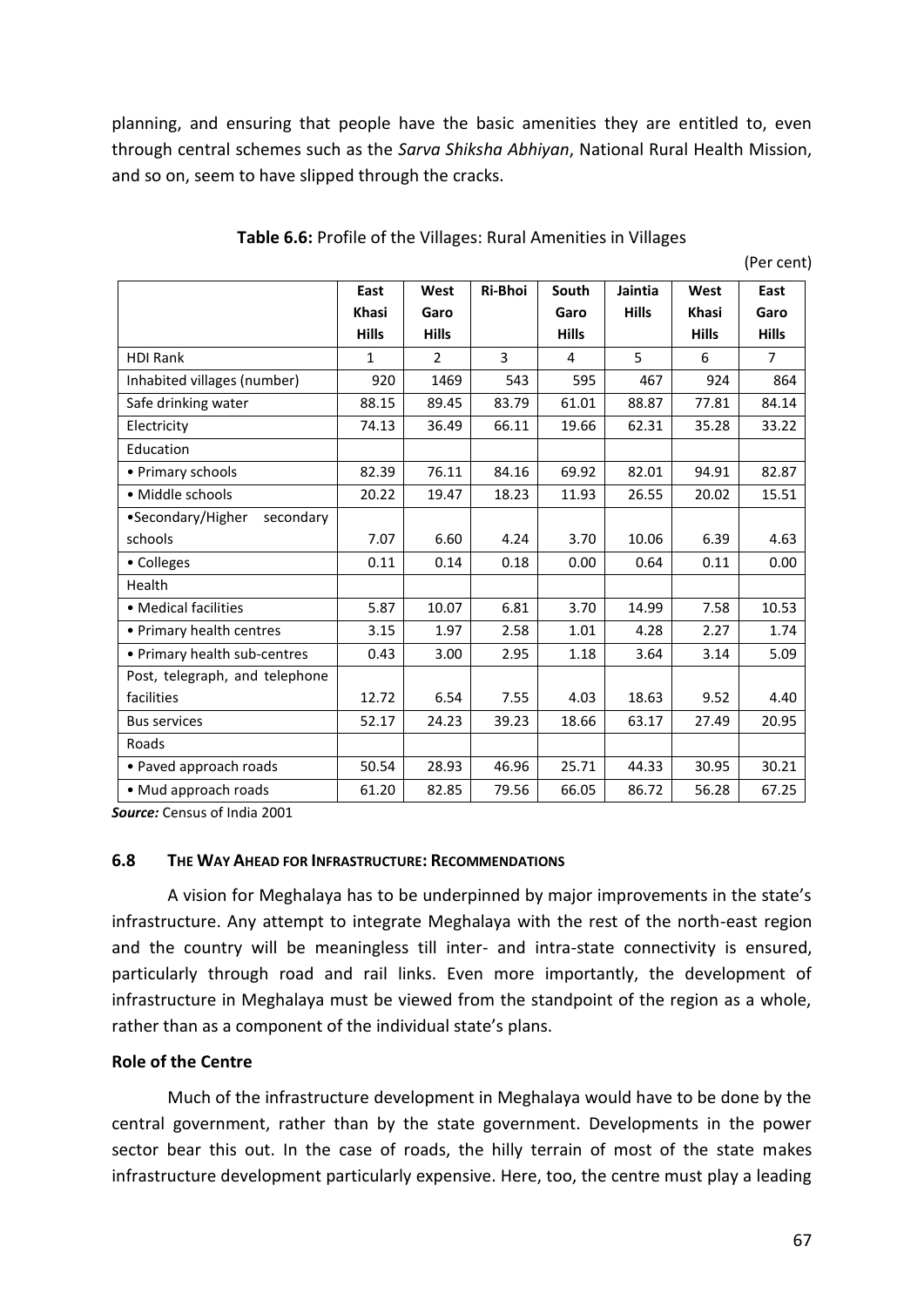planning, and ensuring that people have the basic amenities they are entitled to, even through central schemes such as the *Sarva Shiksha Abhiyan*, National Rural Health Mission, and so on, seem to have slipped through the cracks.

**Table 6.6:** Profile of the Villages: Rural Amenities in Villages

(Per cent)

| | East Khasi Hills | West Garo Hills | Ri-Bhoi | South Garo Hills | Jaintia Hills | West Khasi Hills | East Garo Hills |
|---|---|---|---|---|---|---|---|
| HDI Rank | 1 | 2 | 3 | 4 | 5 | 6 | 7 |
| Inhabited villages (number) | 920 | 1469 | 543 | 595 | 467 | 924 | 864 |
| Safe drinking water | 88.15 | 89.45 | 83.79 | 61.01 | 88.87 | 77.81 | 84.14 |
| Electricity | 74.13 | 36.49 | 66.11 | 19.66 | 62.31 | 35.28 | 33.22 |
| Education | | | | | | | |
| • Primary schools | 82.39 | 76.11 | 84.16 | 69.92 | 82.01 | 94.91 | 82.87 |
| • Middle schools | 20.22 | 19.47 | 18.23 | 11.93 | 26.55 | 20.02 | 15.51 |
| •Secondary/Higher secondary schools | 7.07 | 6.60 | 4.24 | 3.70 | 10.06 | 6.39 | 4.63 |
| • Colleges | 0.11 | 0.14 | 0.18 | 0.00 | 0.64 | 0.11 | 0.00 |
| Health | | | | | | | |
| • Medical facilities | 5.87 | 10.07 | 6.81 | 3.70 | 14.99 | 7.58 | 10.53 |
| • Primary health centres | 3.15 | 1.97 | 2.58 | 1.01 | 4.28 | 2.27 | 1.74 |
| • Primary health sub-centres | 0.43 | 3.00 | 2.95 | 1.18 | 3.64 | 3.14 | 5.09 |
| Post, telegraph, and telephone facilities | 12.72 | 6.54 | 7.55 | 4.03 | 18.63 | 9.52 | 4.40 |
| Bus services | 52.17 | 24.23 | 39.23 | 18.66 | 63.17 | 27.49 | 20.95 |
| Roads | | | | | | | |
| • Paved approach roads | 50.54 | 28.93 | 46.96 | 25.71 | 44.33 | 30.95 | 30.21 |
| • Mud approach roads | 61.20 | 82.85 | 79.56 | 66.05 | 86.72 | 56.28 | 67.25 |

***Source:*** Census of India 2001

### 6.8 The Way Ahead for Infrastructure: Recommendations

A vision for Meghalaya has to be underpinned by major improvements in the state's infrastructure. Any attempt to integrate Meghalaya with the rest of the north-east region and the country will be meaningless till inter- and intra-state connectivity is ensured, particularly through road and rail links. Even more importantly, the development of infrastructure in Meghalaya must be viewed from the standpoint of the region as a whole, rather than as a component of the individual state's plans.

**Role of the Centre**

Much of the infrastructure development in Meghalaya would have to be done by the central government, rather than by the state government. Developments in the power sector bear this out. In the case of roads, the hilly terrain of most of the state makes infrastructure development particularly expensive. Here, too, the centre must play a leading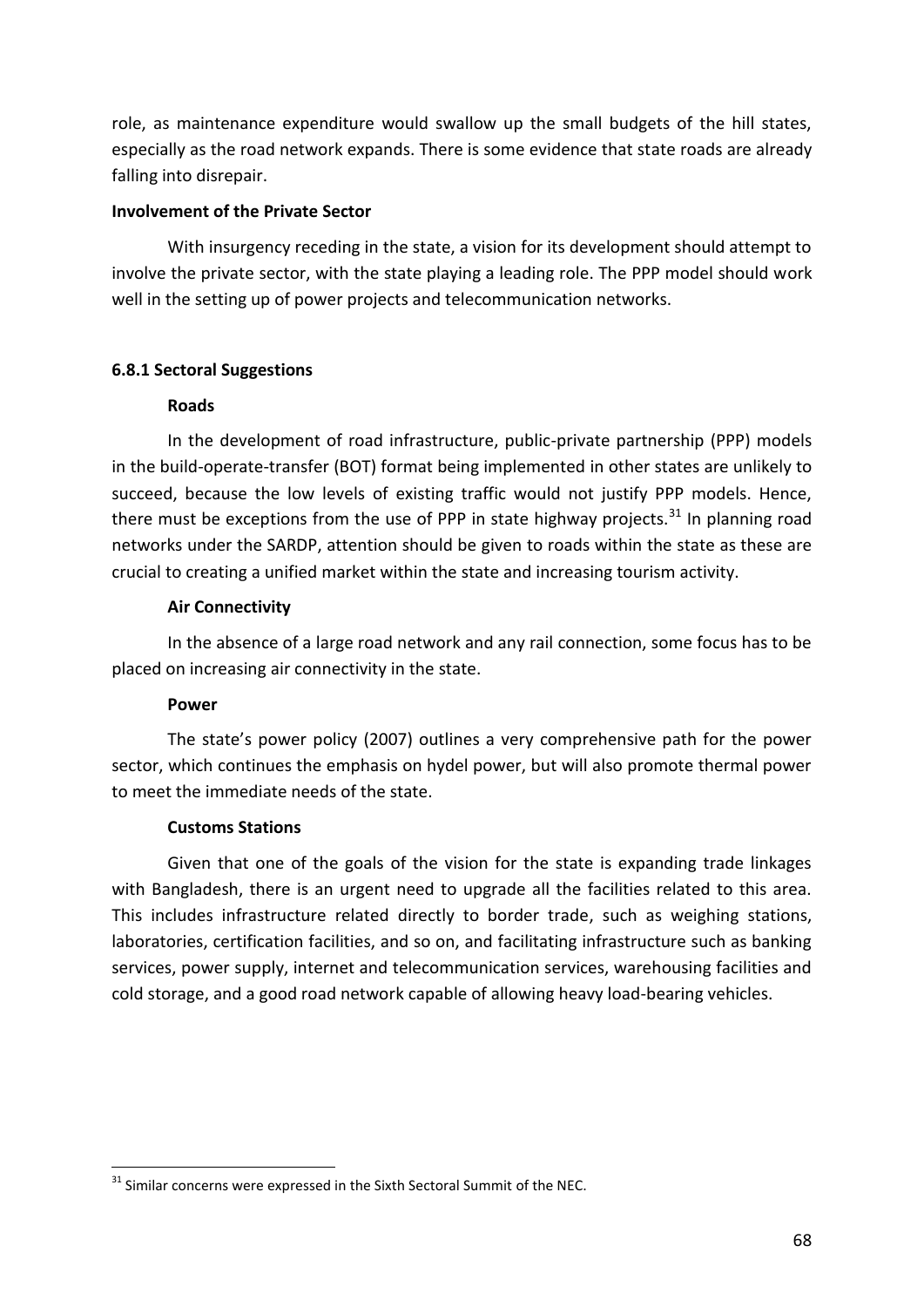role, as maintenance expenditure would swallow up the small budgets of the hill states, especially as the road network expands. There is some evidence that state roads are already falling into disrepair.

**Involvement of the Private Sector**

With insurgency receding in the state, a vision for its development should attempt to involve the private sector, with the state playing a leading role. The PPP model should work well in the setting up of power projects and telecommunication networks.

### 6.8.1 Sectoral Suggestions

**Roads**

In the development of road infrastructure, public-private partnership (PPP) models in the build-operate-transfer (BOT) format being implemented in other states are unlikely to succeed, because the low levels of existing traffic would not justify PPP models. Hence, there must be exceptions from the use of PPP in state highway projects.[31] In planning road networks under the SARDP, attention should be given to roads within the state as these are crucial to creating a unified market within the state and increasing tourism activity.

**Air Connectivity**

In the absence of a large road network and any rail connection, some focus has to be placed on increasing air connectivity in the state.

**Power**

The state's power policy (2007) outlines a very comprehensive path for the power sector, which continues the emphasis on hydel power, but will also promote thermal power to meet the immediate needs of the state.

**Customs Stations**

Given that one of the goals of the vision for the state is expanding trade linkages with Bangladesh, there is an urgent need to upgrade all the facilities related to this area. This includes infrastructure related directly to border trade, such as weighing stations, laboratories, certification facilities, and so on, and facilitating infrastructure such as banking services, power supply, internet and telecommunication services, warehousing facilities and cold storage, and a good road network capable of allowing heavy load-bearing vehicles.

---

[31] Similar concerns were expressed in the Sixth Sectoral Summit of the NEC.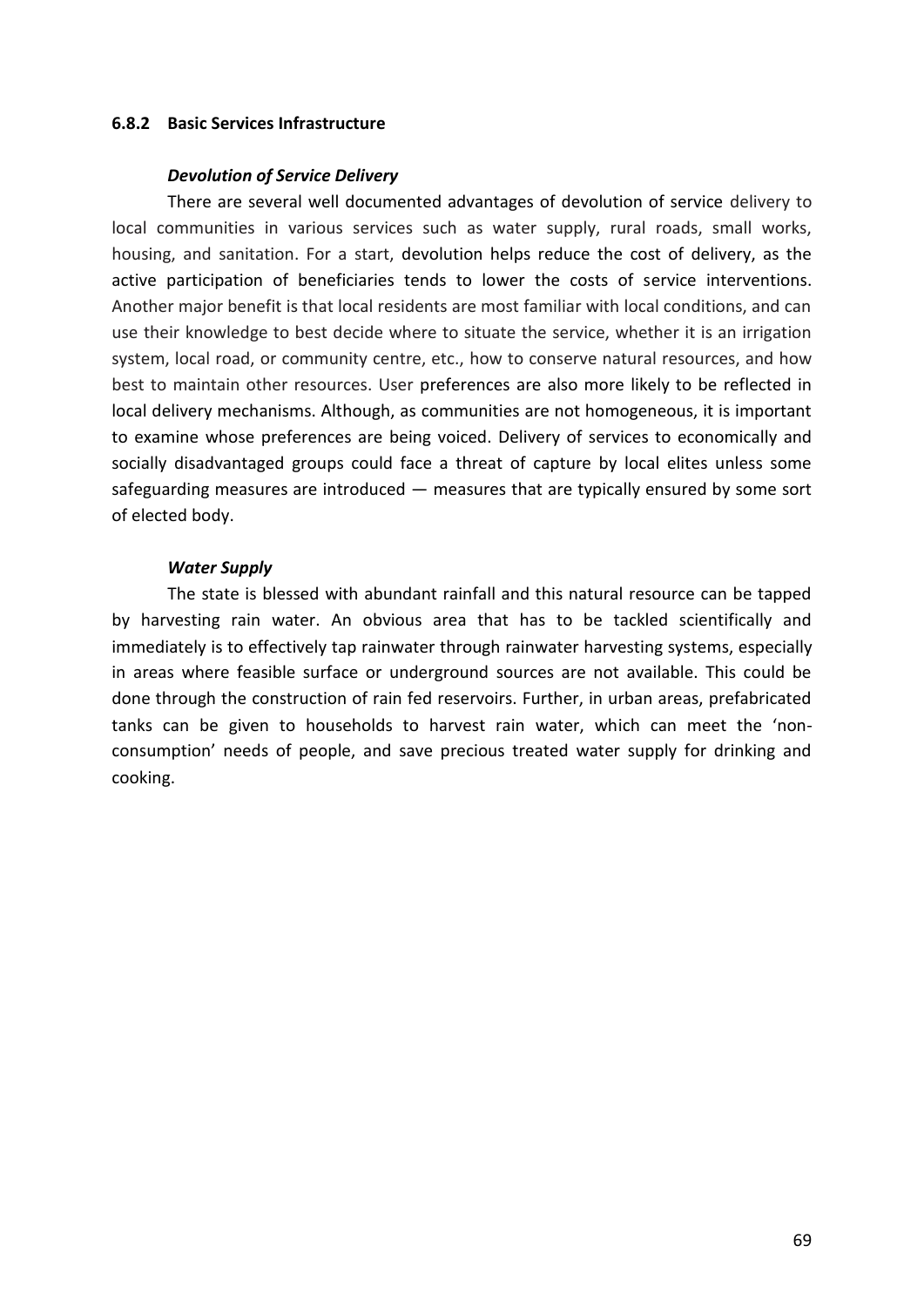### 6.8.2 Basic Services Infrastructure

***Devolution of Service Delivery***

There are several well documented advantages of devolution of service delivery to local communities in various services such as water supply, rural roads, small works, housing, and sanitation. For a start, devolution helps reduce the cost of delivery, as the active participation of beneficiaries tends to lower the costs of service interventions. Another major benefit is that local residents are most familiar with local conditions, and can use their knowledge to best decide where to situate the service, whether it is an irrigation system, local road, or community centre, etc., how to conserve natural resources, and how best to maintain other resources. User preferences are also more likely to be reflected in local delivery mechanisms. Although, as communities are not homogeneous, it is important to examine whose preferences are being voiced. Delivery of services to economically and socially disadvantaged groups could face a threat of capture by local elites unless some safeguarding measures are introduced — measures that are typically ensured by some sort of elected body.

***Water Supply***

The state is blessed with abundant rainfall and this natural resource can be tapped by harvesting rain water. An obvious area that has to be tackled scientifically and immediately is to effectively tap rainwater through rainwater harvesting systems, especially in areas where feasible surface or underground sources are not available. This could be done through the construction of rain fed reservoirs. Further, in urban areas, prefabricated tanks can be given to households to harvest rain water, which can meet the 'non-consumption' needs of people, and save precious treated water supply for drinking and cooking.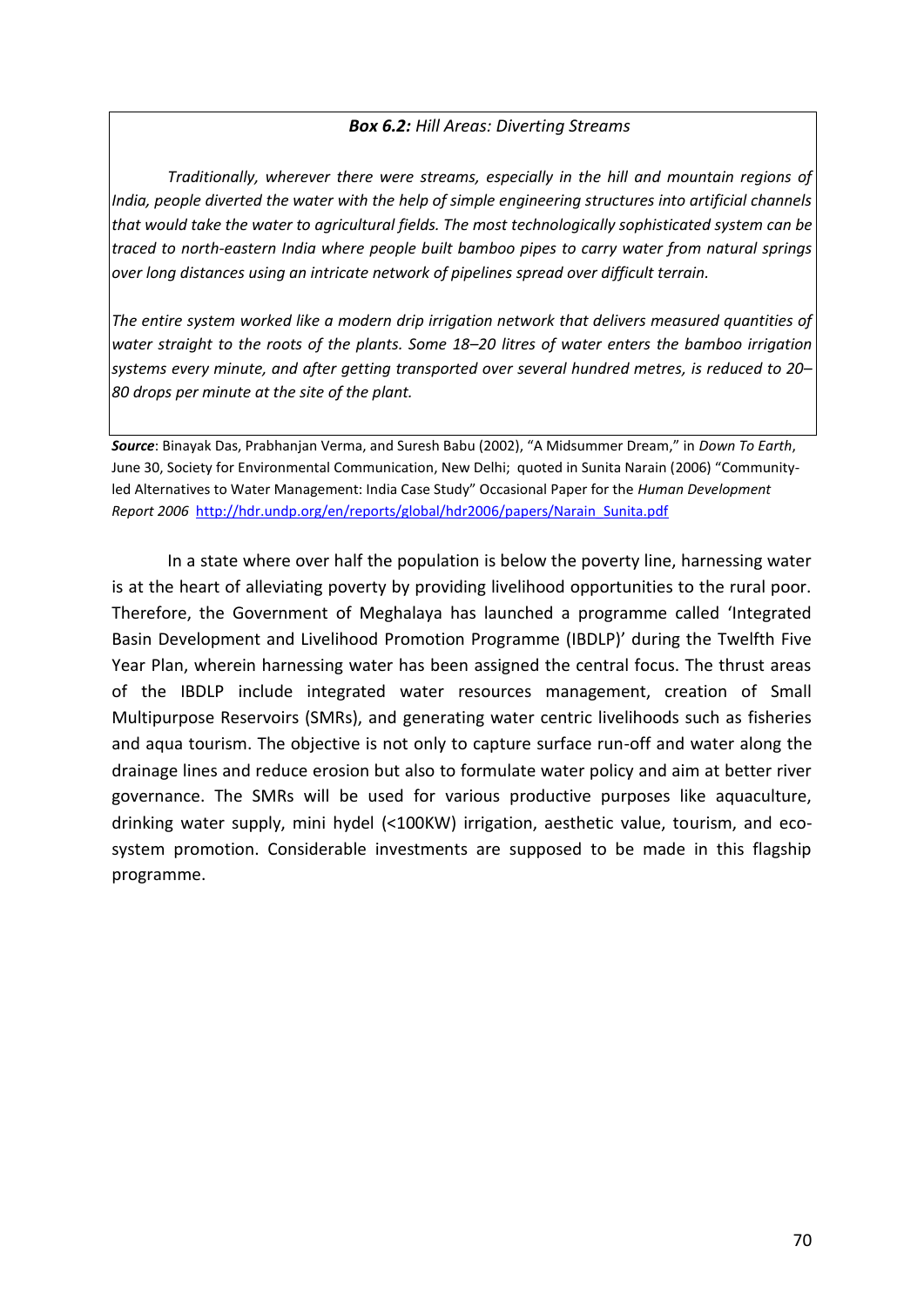**Box 6.2:** *Hill Areas: Diverting Streams*

*Traditionally, wherever there were streams, especially in the hill and mountain regions of India, people diverted the water with the help of simple engineering structures into artificial channels that would take the water to agricultural fields. The most technologically sophisticated system can be traced to north-eastern India where people built bamboo pipes to carry water from natural springs over long distances using an intricate network of pipelines spread over difficult terrain.*

*The entire system worked like a modern drip irrigation network that delivers measured quantities of water straight to the roots of the plants. Some 18–20 litres of water enters the bamboo irrigation systems every minute, and after getting transported over several hundred metres, is reduced to 20–80 drops per minute at the site of the plant.*

***Source***: Binayak Das, Prabhanjan Verma, and Suresh Babu (2002), "A Midsummer Dream," in *Down To Earth*, June 30, Society for Environmental Communication, New Delhi; quoted in Sunita Narain (2006) "Community-led Alternatives to Water Management: India Case Study" Occasional Paper for the *Human Development Report 2006* http://hdr.undp.org/en/reports/global/hdr2006/papers/Narain_Sunita.pdf

In a state where over half the population is below the poverty line, harnessing water is at the heart of alleviating poverty by providing livelihood opportunities to the rural poor. Therefore, the Government of Meghalaya has launched a programme called 'Integrated Basin Development and Livelihood Promotion Programme (IBDLP)' during the Twelfth Five Year Plan, wherein harnessing water has been assigned the central focus. The thrust areas of the IBDLP include integrated water resources management, creation of Small Multipurpose Reservoirs (SMRs), and generating water centric livelihoods such as fisheries and aqua tourism. The objective is not only to capture surface run-off and water along the drainage lines and reduce erosion but also to formulate water policy and aim at better river governance. The SMRs will be used for various productive purposes like aquaculture, drinking water supply, mini hydel (<100KW) irrigation, aesthetic value, tourism, and eco-system promotion. Considerable investments are supposed to be made in this flagship programme.